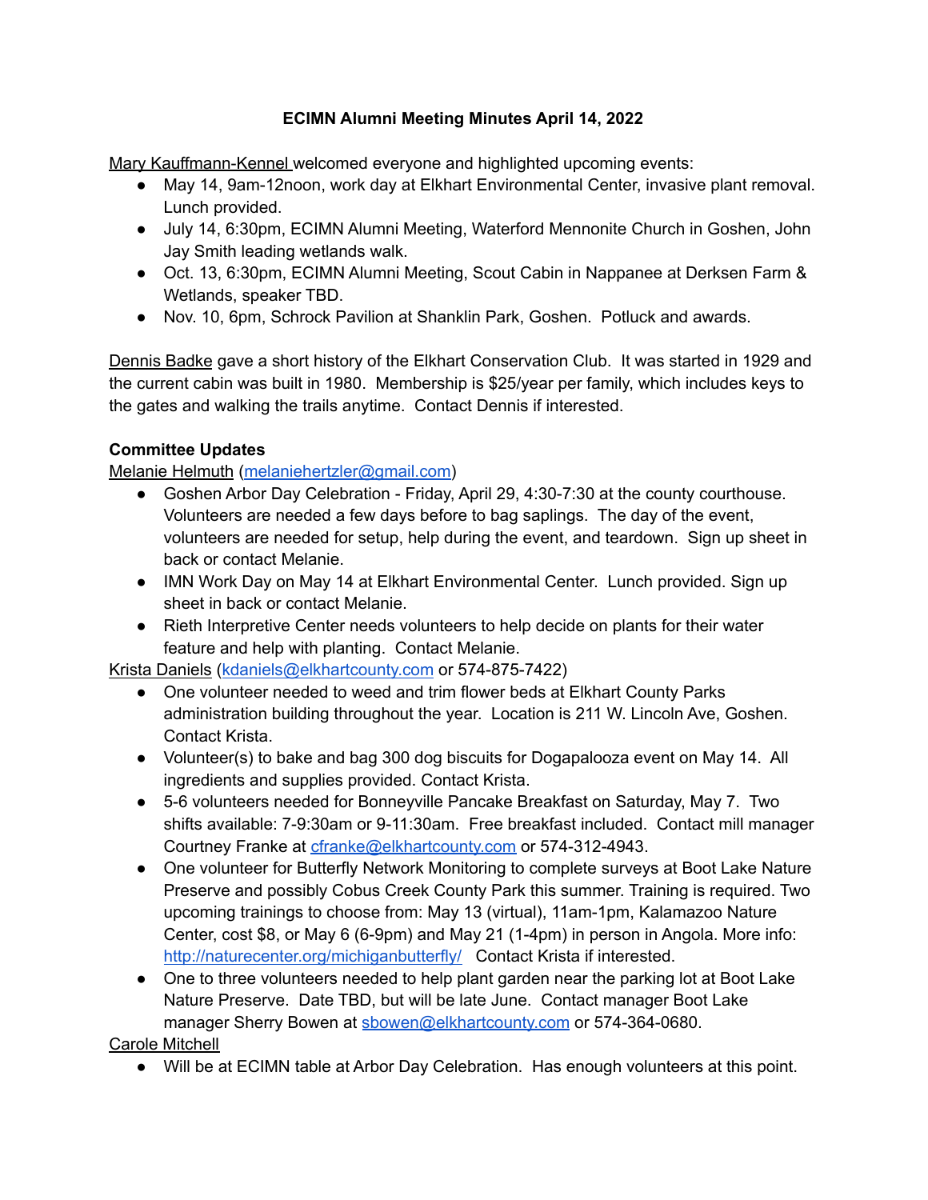**ECIMN Alumni Meeting Minutes April 14, 2022**

Mary Kauffmann-Kennel welcomed everyone and highlighted upcoming events:

- May 14, 9am-12noon, work day at Elkhart Environmental Center, invasive plant removal. Lunch provided.
- July 14, 6:30pm, ECIMN Alumni Meeting, Waterford Mennonite Church in Goshen, John Jay Smith leading wetlands walk.
- Oct. 13, 6:30pm, ECIMN Alumni Meeting, Scout Cabin in Nappanee at Derksen Farm & Wetlands, speaker TBD.
- Nov. 10, 6pm, Schrock Pavilion at Shanklin Park, Goshen. Potluck and awards.

Dennis Badke gave a short history of the Elkhart Conservation Club. It was started in 1929 and the current cabin was built in 1980. Membership is $25/year per family, which includes keys to the gates and walking the trails anytime. Contact Dennis if interested.

**Committee Updates**

Melanie Helmuth (melaniehertzler@gmail.com)

- Goshen Arbor Day Celebration - Friday, April 29, 4:30-7:30 at the county courthouse. Volunteers are needed a few days before to bag saplings. The day of the event, volunteers are needed for setup, help during the event, and teardown. Sign up sheet in back or contact Melanie.
- IMN Work Day on May 14 at Elkhart Environmental Center. Lunch provided. Sign up sheet in back or contact Melanie.
- Rieth Interpretive Center needs volunteers to help decide on plants for their water feature and help with planting. Contact Melanie.

Krista Daniels (kdaniels@elkhartcounty.com or 574-875-7422)

- One volunteer needed to weed and trim flower beds at Elkhart County Parks administration building throughout the year. Location is 211 W. Lincoln Ave, Goshen. Contact Krista.
- Volunteer(s) to bake and bag 300 dog biscuits for Dogapalooza event on May 14. All ingredients and supplies provided. Contact Krista.
- 5-6 volunteers needed for Bonneyville Pancake Breakfast on Saturday, May 7. Two shifts available: 7-9:30am or 9-11:30am. Free breakfast included. Contact mill manager Courtney Franke at cfranke@elkhartcounty.com or 574-312-4943.
- One volunteer for Butterfly Network Monitoring to complete surveys at Boot Lake Nature Preserve and possibly Cobus Creek County Park this summer. Training is required. Two upcoming trainings to choose from: May 13 (virtual), 11am-1pm, Kalamazoo Nature Center, cost $8, or May 6 (6-9pm) and May 21 (1-4pm) in person in Angola. More info: http://naturecenter.org/michiganbutterfly/ Contact Krista if interested.
- One to three volunteers needed to help plant garden near the parking lot at Boot Lake Nature Preserve. Date TBD, but will be late June. Contact manager Boot Lake manager Sherry Bowen at sbowen@elkhartcounty.com or 574-364-0680.

Carole Mitchell

- Will be at ECIMN table at Arbor Day Celebration. Has enough volunteers at this point.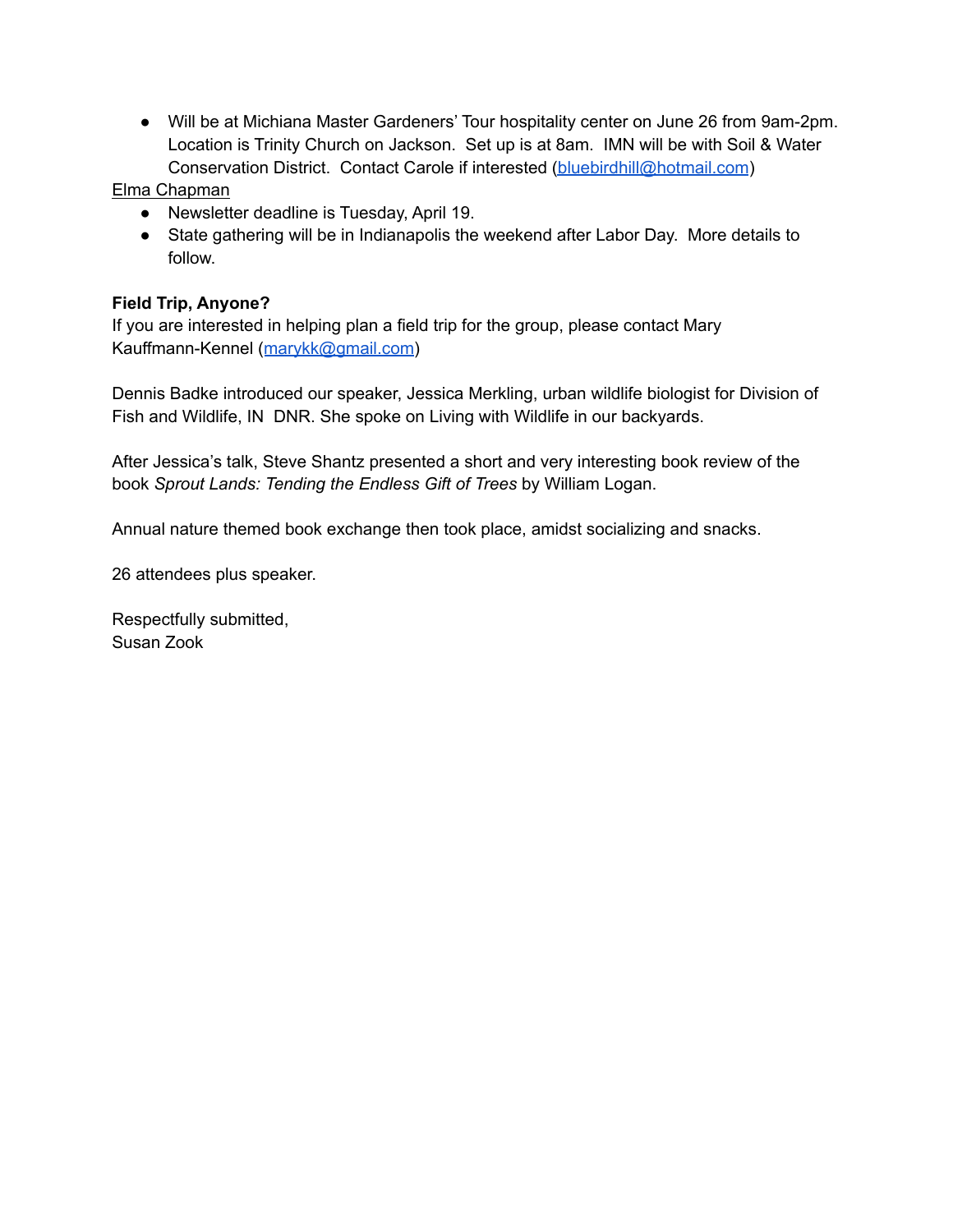- Will be at Michiana Master Gardeners' Tour hospitality center on June 26 from 9am-2pm. Location is Trinity Church on Jackson. Set up is at 8am. IMN will be with Soil & Water Conservation District. Contact Carole if interested (bluebirdhill@hotmail.com)

<u>Elma Chapman</u>

- Newsletter deadline is Tuesday, April 19.
- State gathering will be in Indianapolis the weekend after Labor Day. More details to follow.

**Field Trip, Anyone?**
If you are interested in helping plan a field trip for the group, please contact Mary Kauffmann-Kennel (marykk@gmail.com)

Dennis Badke introduced our speaker, Jessica Merkling, urban wildlife biologist for Division of Fish and Wildlife, IN DNR. She spoke on Living with Wildlife in our backyards.

After Jessica's talk, Steve Shantz presented a short and very interesting book review of the book *Sprout Lands: Tending the Endless Gift of Trees* by William Logan.

Annual nature themed book exchange then took place, amidst socializing and snacks.

26 attendees plus speaker.

Respectfully submitted,
Susan Zook